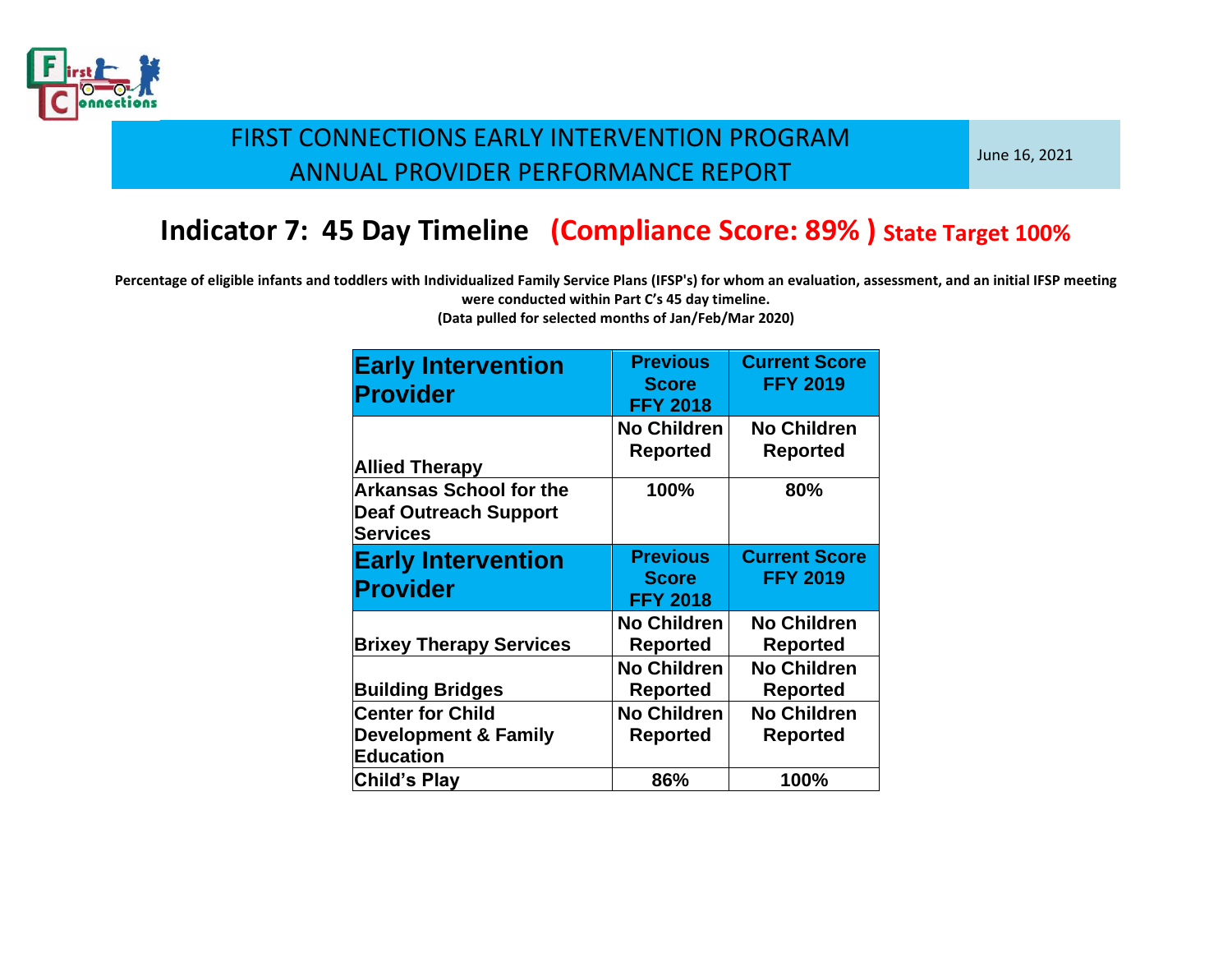# FIRST CONNECTIONS EARLY INTERVENTION PROGRAM
# ANNUAL PROVIDER PERFORMANCE REPORT

June 16, 2021

## Indicator 7: 45 Day Timeline (Compliance Score: 89% ) State Target 100%

**Percentage of eligible infants and toddlers with Individualized Family Service Plans (IFSP's) for whom an evaluation, assessment, and an initial IFSP meeting were conducted within Part C's 45 day timeline.**
**(Data pulled for selected months of Jan/Feb/Mar 2020)**

| Early Intervention Provider | Previous Score FFY 2018 | Current Score FFY 2019 |
| --- | --- | --- |
| Allied Therapy | No Children Reported | No Children Reported |
| Arkansas School for the Deaf Outreach Support Services | 100% | 80% |
| Brixey Therapy Services | No Children Reported | No Children Reported |
| Building Bridges | No Children Reported | No Children Reported |
| Center for Child Development & Family Education | No Children Reported | No Children Reported |
| Child's Play | 86% | 100% |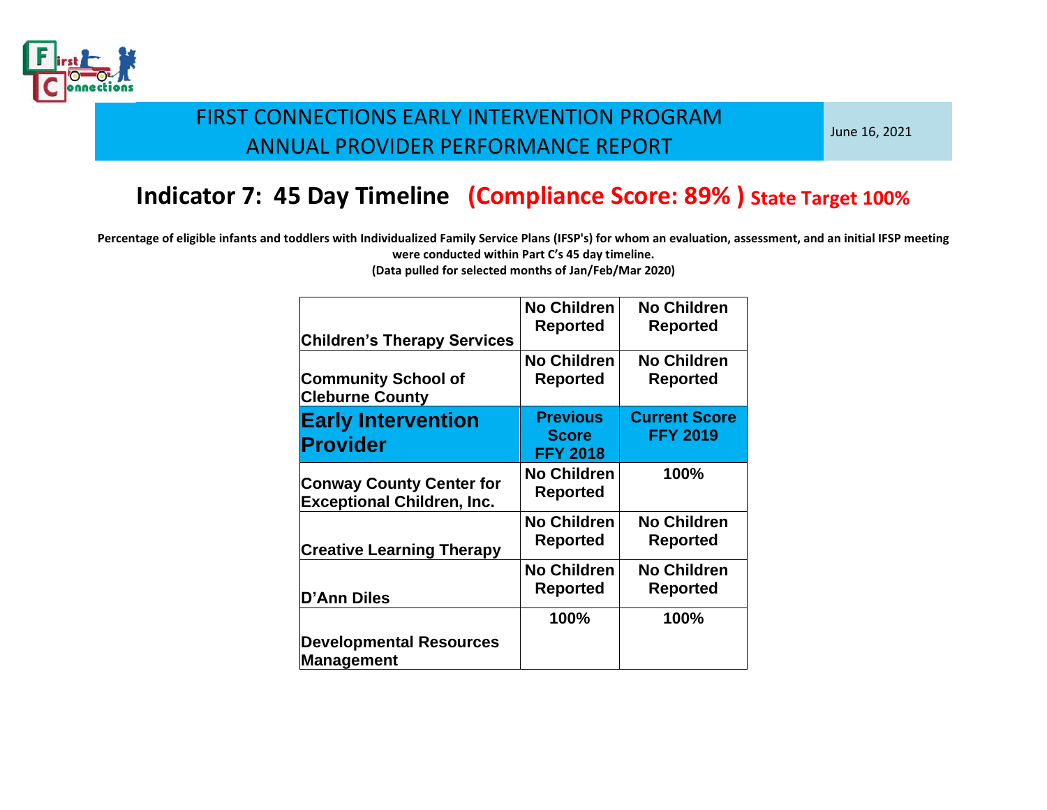FIRST CONNECTIONS EARLY INTERVENTION PROGRAM
ANNUAL PROVIDER PERFORMANCE REPORT

June 16, 2021

## Indicator 7: 45 Day Timeline (Compliance Score: 89% ) State Target 100%

**Percentage of eligible infants and toddlers with Individualized Family Service Plans (IFSP's) for whom an evaluation, assessment, and an initial IFSP meeting were conducted within Part C's 45 day timeline.**
**(Data pulled for selected months of Jan/Feb/Mar 2020)**

| Early Intervention Provider | Previous Score FFY 2018 | Current Score FFY 2019 |
|---|---|---|
| Children's Therapy Services | No Children Reported | No Children Reported |
| Community School of Cleburne County | No Children Reported | No Children Reported |
| Conway County Center for Exceptional Children, Inc. | No Children Reported | 100% |
| Creative Learning Therapy | No Children Reported | No Children Reported |
| D'Ann Diles | No Children Reported | No Children Reported |
| Developmental Resources Management | 100% | 100% |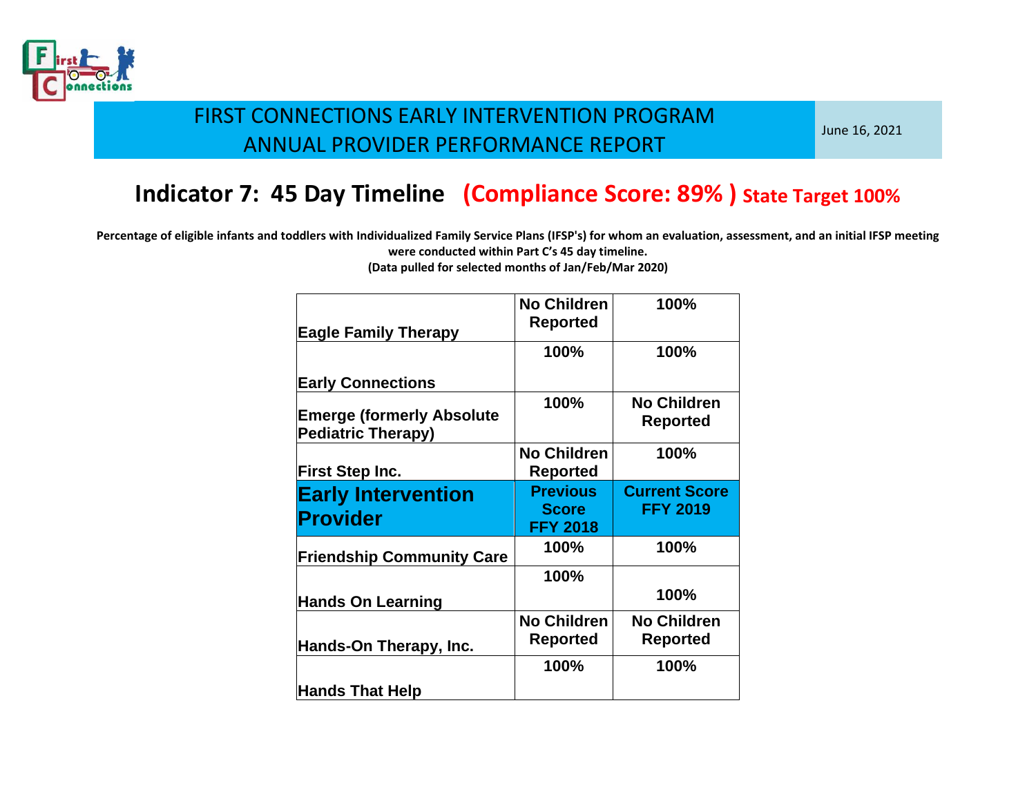FIRST CONNECTIONS EARLY INTERVENTION PROGRAM
ANNUAL PROVIDER PERFORMANCE REPORT

June 16, 2021

## Indicator 7: 45 Day Timeline (Compliance Score: 89% ) State Target 100%

**Percentage of eligible infants and toddlers with Individualized Family Service Plans (IFSP's) for whom an evaluation, assessment, and an initial IFSP meeting were conducted within Part C's 45 day timeline.**
**(Data pulled for selected months of Jan/Feb/Mar 2020)**

| Early Intervention Provider | Previous Score FFY 2018 | Current Score FFY 2019 |
|---|---|---|
| Eagle Family Therapy | No Children Reported | 100% |
| Early Connections | 100% | 100% |
| Emerge (formerly Absolute Pediatric Therapy) | 100% | No Children Reported |
| First Step Inc. | No Children Reported | 100% |
| Friendship Community Care | 100% | 100% |
| Hands On Learning | 100% | 100% |
| Hands-On Therapy, Inc. | No Children Reported | No Children Reported |
| Hands That Help | 100% | 100% |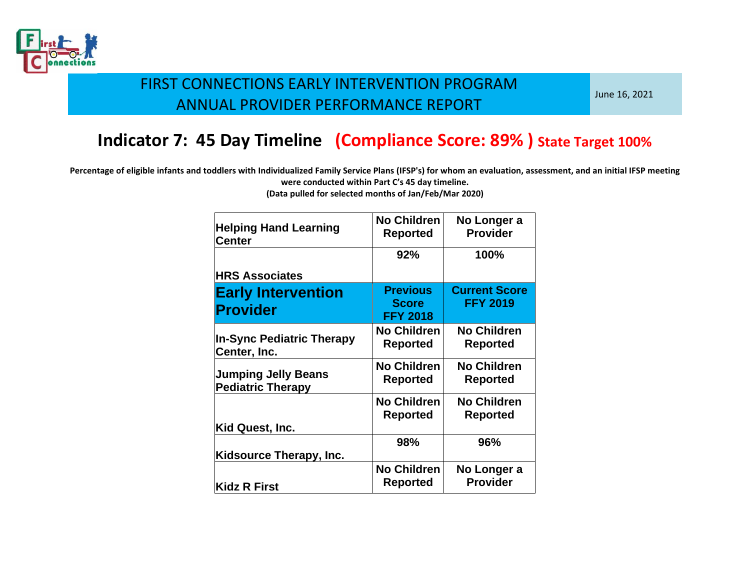FIRST CONNECTIONS EARLY INTERVENTION PROGRAM
ANNUAL PROVIDER PERFORMANCE REPORT

June 16, 2021

## Indicator 7: 45 Day Timeline (Compliance Score: 89% ) State Target 100%

**Percentage of eligible infants and toddlers with Individualized Family Service Plans (IFSP's) for whom an evaluation, assessment, and an initial IFSP meeting were conducted within Part C's 45 day timeline.**
**(Data pulled for selected months of Jan/Feb/Mar 2020)**

| Early Intervention Provider | Previous Score FFY 2018 | Current Score FFY 2019 |
|---|---|---|
| Helping Hand Learning Center | No Children Reported | No Longer a Provider |
| HRS Associates | 92% | 100% |
| In-Sync Pediatric Therapy Center, Inc. | No Children Reported | No Children Reported |
| Jumping Jelly Beans Pediatric Therapy | No Children Reported | No Children Reported |
| Kid Quest, Inc. | No Children Reported | No Children Reported |
| Kidsource Therapy, Inc. | 98% | 96% |
| Kidz R First | No Children Reported | No Longer a Provider |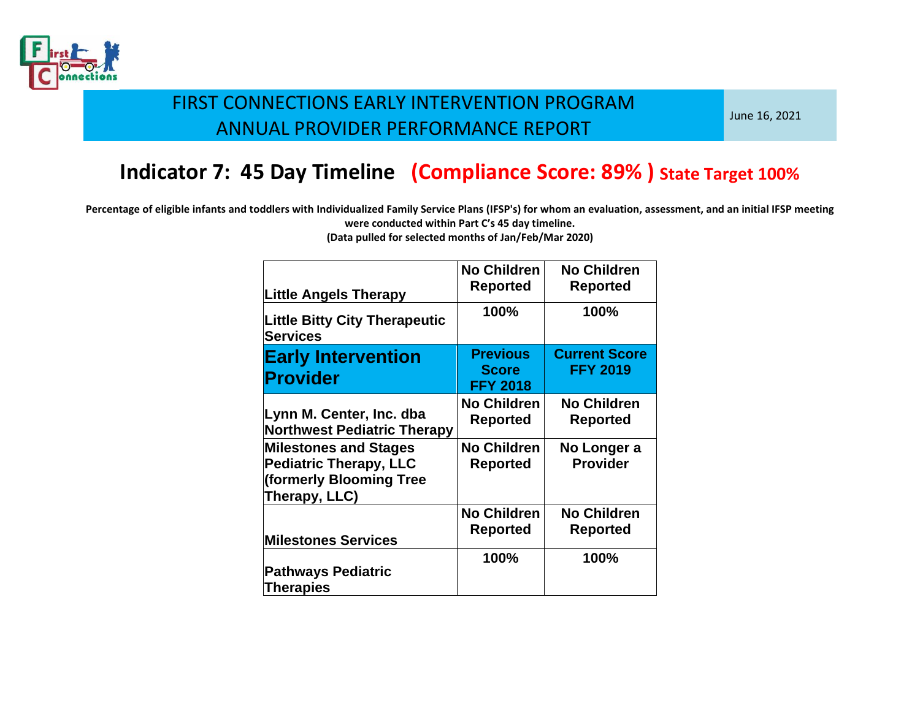FIRST CONNECTIONS EARLY INTERVENTION PROGRAM
ANNUAL PROVIDER PERFORMANCE REPORT

June 16, 2021

## Indicator 7: 45 Day Timeline (Compliance Score: 89% ) State Target 100%

**Percentage of eligible infants and toddlers with Individualized Family Service Plans (IFSP's) for whom an evaluation, assessment, and an initial IFSP meeting were conducted within Part C's 45 day timeline.**
**(Data pulled for selected months of Jan/Feb/Mar 2020)**

| Early Intervention Provider | Previous Score FFY 2018 | Current Score FFY 2019 |
|---|---|---|
| Little Angels Therapy | No Children Reported | No Children Reported |
| Little Bitty City Therapeutic Services | 100% | 100% |
| Lynn M. Center, Inc. dba Northwest Pediatric Therapy | No Children Reported | No Children Reported |
| Milestones and Stages Pediatric Therapy, LLC (formerly Blooming Tree Therapy, LLC) | No Children Reported | No Longer a Provider |
| Milestones Services | No Children Reported | No Children Reported |
| Pathways Pediatric Therapies | 100% | 100% |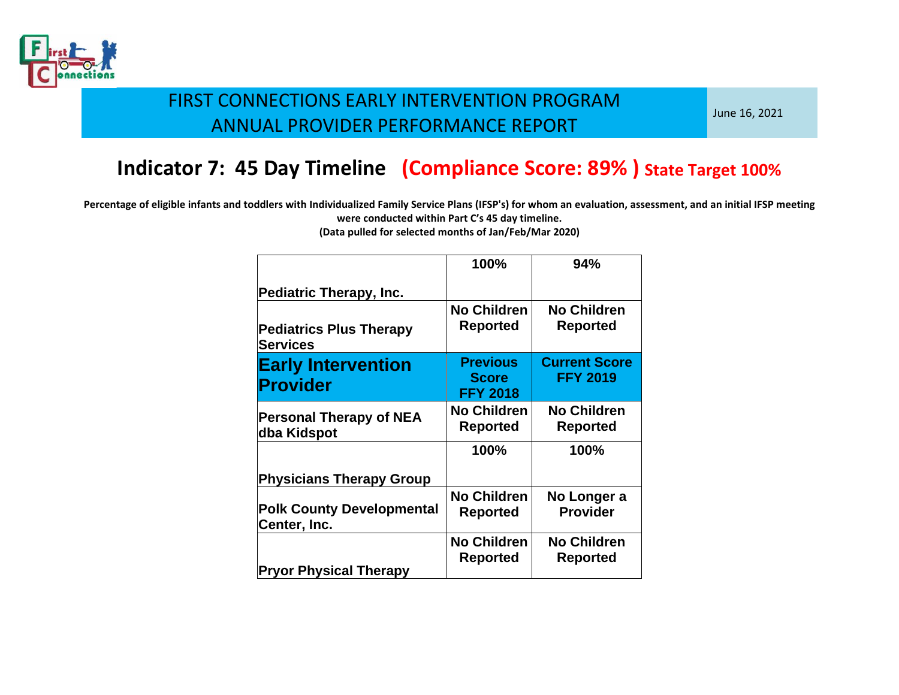FIRST CONNECTIONS EARLY INTERVENTION PROGRAM
ANNUAL PROVIDER PERFORMANCE REPORT

June 16, 2021

## Indicator 7: 45 Day Timeline (Compliance Score: 89% ) State Target 100%

**Percentage of eligible infants and toddlers with Individualized Family Service Plans (IFSP's) for whom an evaluation, assessment, and an initial IFSP meeting were conducted within Part C's 45 day timeline.**
**(Data pulled for selected months of Jan/Feb/Mar 2020)**

| Early Intervention Provider | Previous Score FFY 2018 | Current Score FFY 2019 |
|---|---|---|
| Pediatric Therapy, Inc. | 100% | 94% |
| Pediatrics Plus Therapy Services | No Children Reported | No Children Reported |
| Personal Therapy of NEA dba Kidspot | No Children Reported | No Children Reported |
| Physicians Therapy Group | 100% | 100% |
| Polk County Developmental Center, Inc. | No Children Reported | No Longer a Provider |
| Pryor Physical Therapy | No Children Reported | No Children Reported |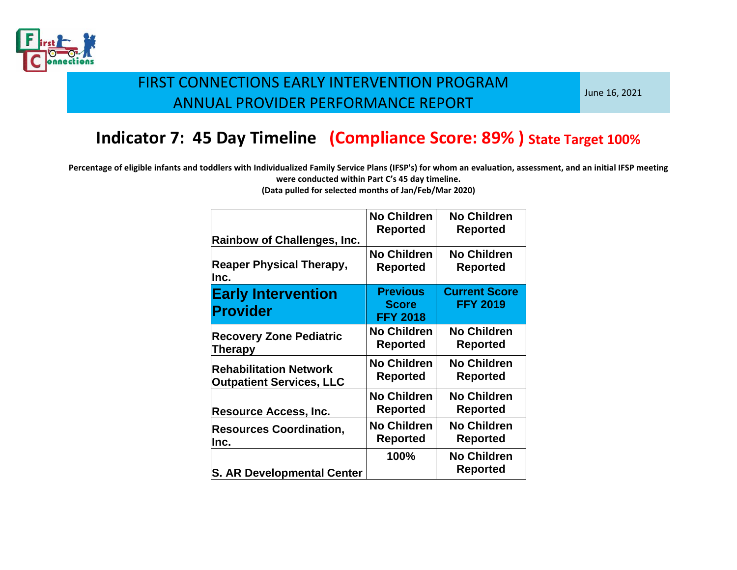FIRST CONNECTIONS EARLY INTERVENTION PROGRAM
ANNUAL PROVIDER PERFORMANCE REPORT

June 16, 2021

## Indicator 7: 45 Day Timeline (Compliance Score: 89% ) State Target 100%

**Percentage of eligible infants and toddlers with Individualized Family Service Plans (IFSP's) for whom an evaluation, assessment, and an initial IFSP meeting were conducted within Part C's 45 day timeline.**
**(Data pulled for selected months of Jan/Feb/Mar 2020)**

| Early Intervention Provider | Previous Score FFY 2018 | Current Score FFY 2019 |
|---|---|---|
| Rainbow of Challenges, Inc. | No Children Reported | No Children Reported |
| Reaper Physical Therapy, Inc. | No Children Reported | No Children Reported |
| Recovery Zone Pediatric Therapy | No Children Reported | No Children Reported |
| Rehabilitation Network Outpatient Services, LLC | No Children Reported | No Children Reported |
| Resource Access, Inc. | No Children Reported | No Children Reported |
| Resources Coordination, Inc. | No Children Reported | No Children Reported |
| S. AR Developmental Center | 100% | No Children Reported |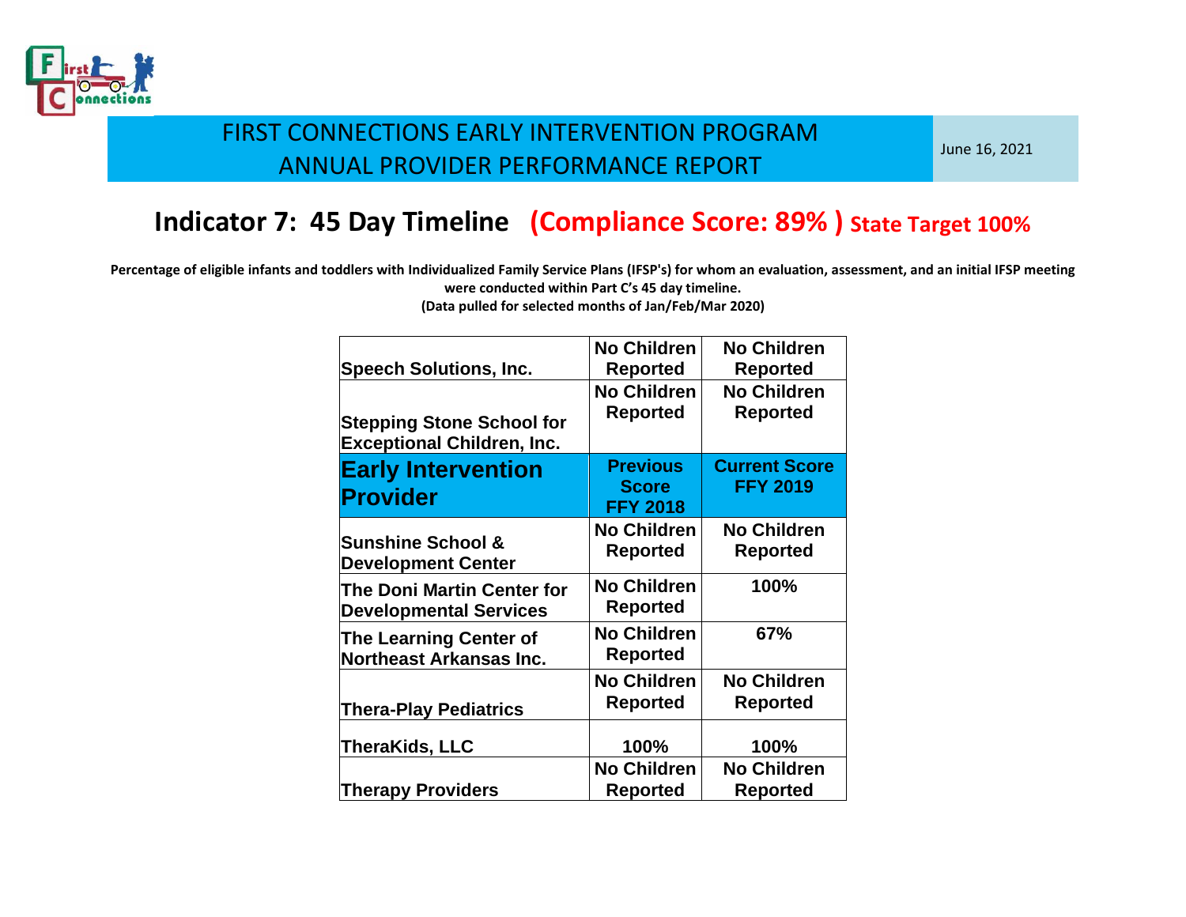FIRST CONNECTIONS EARLY INTERVENTION PROGRAM
ANNUAL PROVIDER PERFORMANCE REPORT

June 16, 2021

## Indicator 7: 45 Day Timeline (Compliance Score: 89% ) State Target 100%

**Percentage of eligible infants and toddlers with Individualized Family Service Plans (IFSP's) for whom an evaluation, assessment, and an initial IFSP meeting were conducted within Part C's 45 day timeline.**
**(Data pulled for selected months of Jan/Feb/Mar 2020)**

| Early Intervention Provider | Previous Score FFY 2018 | Current Score FFY 2019 |
|---|---|---|
| Speech Solutions, Inc. | No Children Reported | No Children Reported |
| Stepping Stone School for Exceptional Children, Inc. | No Children Reported | No Children Reported |
| Sunshine School & Development Center | No Children Reported | No Children Reported |
| The Doni Martin Center for Developmental Services | No Children Reported | 100% |
| The Learning Center of Northeast Arkansas Inc. | No Children Reported | 67% |
| Thera-Play Pediatrics | No Children Reported | No Children Reported |
| TheraKids, LLC | 100% | 100% |
| Therapy Providers | No Children Reported | No Children Reported |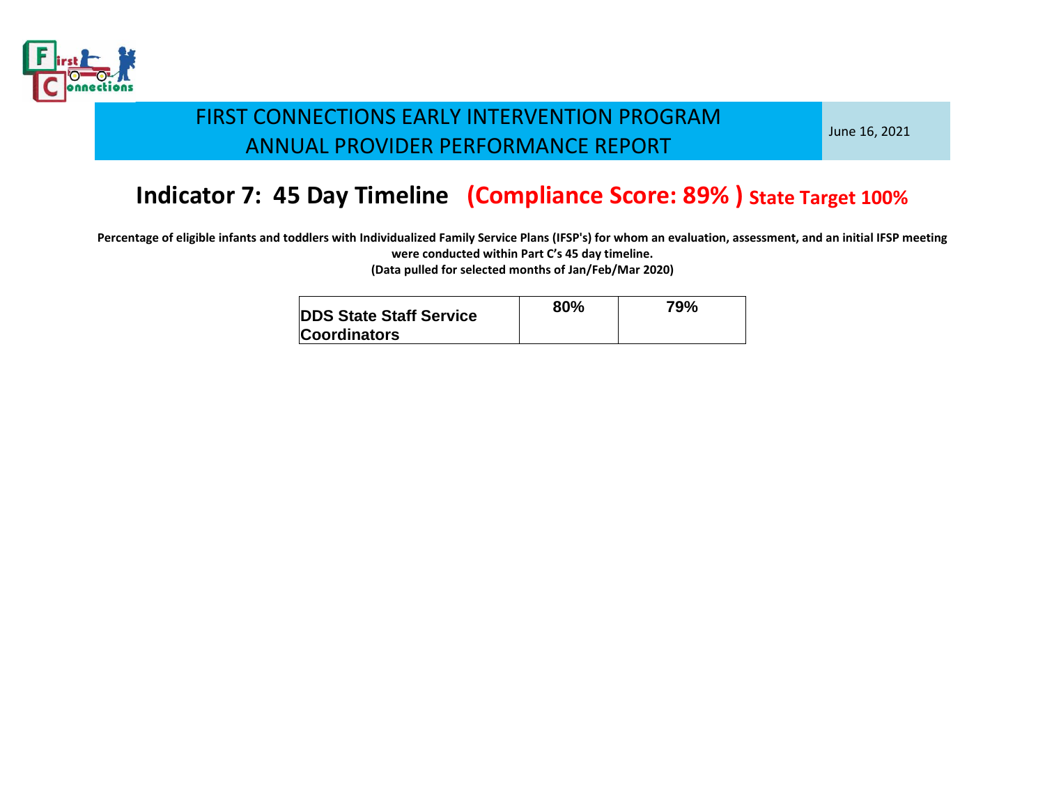FIRST CONNECTIONS EARLY INTERVENTION PROGRAM
ANNUAL PROVIDER PERFORMANCE REPORT

June 16, 2021

## Indicator 7: 45 Day Timeline (Compliance Score: 89% ) State Target 100%

**Percentage of eligible infants and toddlers with Individualized Family Service Plans (IFSP's) for whom an evaluation, assessment, and an initial IFSP meeting were conducted within Part C's 45 day timeline.**
**(Data pulled for selected months of Jan/Feb/Mar 2020)**

| | | |
|---|---|---|
| **DDS State Staff Service Coordinators** | **80%** | **79%** |